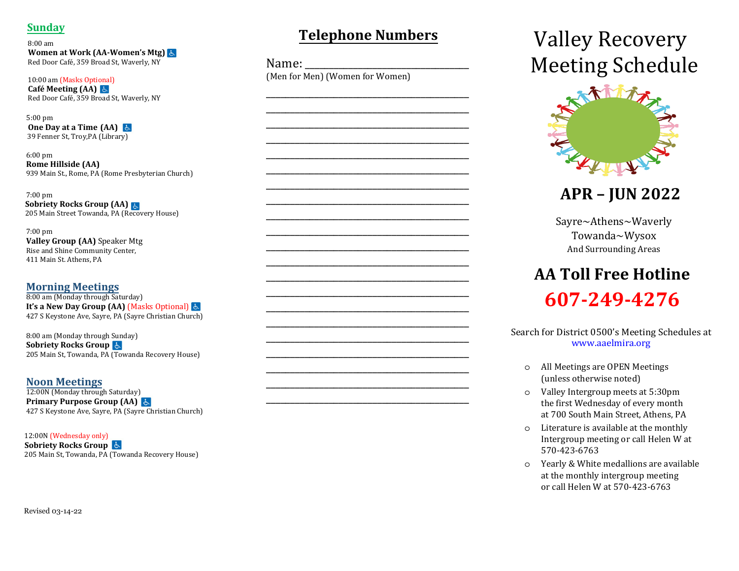## Sunday

8:00 am
**Women at Work (AA-Women's Mtg)** ♿
Red Door Café, 359 Broad St, Waverly, NY

10:00 am (Masks Optional)
**Café Meeting (AA)** ♿
Red Door Café, 359 Broad St, Waverly, NY

5:00 pm
**One Day at a Time (AA)** ♿
39 Fenner St, Troy,PA (Library)

6:00 pm
**Rome Hillside (AA)**
939 Main St., Rome, PA (Rome Presbyterian Church)

7:00 pm
**Sobriety Rocks Group (AA)** ♿
205 Main Street Towanda, PA (Recovery House)

7:00 pm
**Valley Group (AA)** Speaker Mtg
Rise and Shine Community Center,
411 Main St. Athens, PA

## Morning Meetings

8:00 am (Monday through Saturday)
**It's a New Day Group (AA)** (Masks Optional) ♿
427 S Keystone Ave, Sayre, PA (Sayre Christian Church)

8:00 am (Monday through Sunday)
**Sobriety Rocks Group** ♿
205 Main St, Towanda, PA (Towanda Recovery House)

## Noon Meetings

12:00N (Monday through Saturday)
**Primary Purpose Group (AA)** ♿
427 S Keystone Ave, Sayre, PA (Sayre Christian Church)

12:00N (Wednesday only)
**Sobriety Rocks Group** ♿
205 Main St, Towanda, PA (Towanda Recovery House)

Revised 03-14-22

## Telephone Numbers

Name: ______________________________
(Men for Men) (Women for Women)

______________________________________
______________________________________
______________________________________
______________________________________
______________________________________
______________________________________
______________________________________
______________________________________
______________________________________
______________________________________
______________________________________
______________________________________
______________________________________
______________________________________
______________________________________
______________________________________
______________________________________
______________________________________
______________________________________
______________________________________
______________________________________

# Valley Recovery Meeting Schedule

## APR – JUN 2022

Sayre~Athens~Waverly
Towanda~Wysox
And Surrounding Areas

## AA Toll Free Hotline

## 607-249-4276

Search for District 0500's Meeting Schedules at
www.aaelmira.org

- All Meetings are OPEN Meetings (unless otherwise noted)
- Valley Intergroup meets at 5:30pm the first Wednesday of every month at 700 South Main Street, Athens, PA
- Literature is available at the monthly Intergroup meeting or call Helen W at 570-423-6763
- Yearly & White medallions are available at the monthly intergroup meeting or call Helen W at 570-423-6763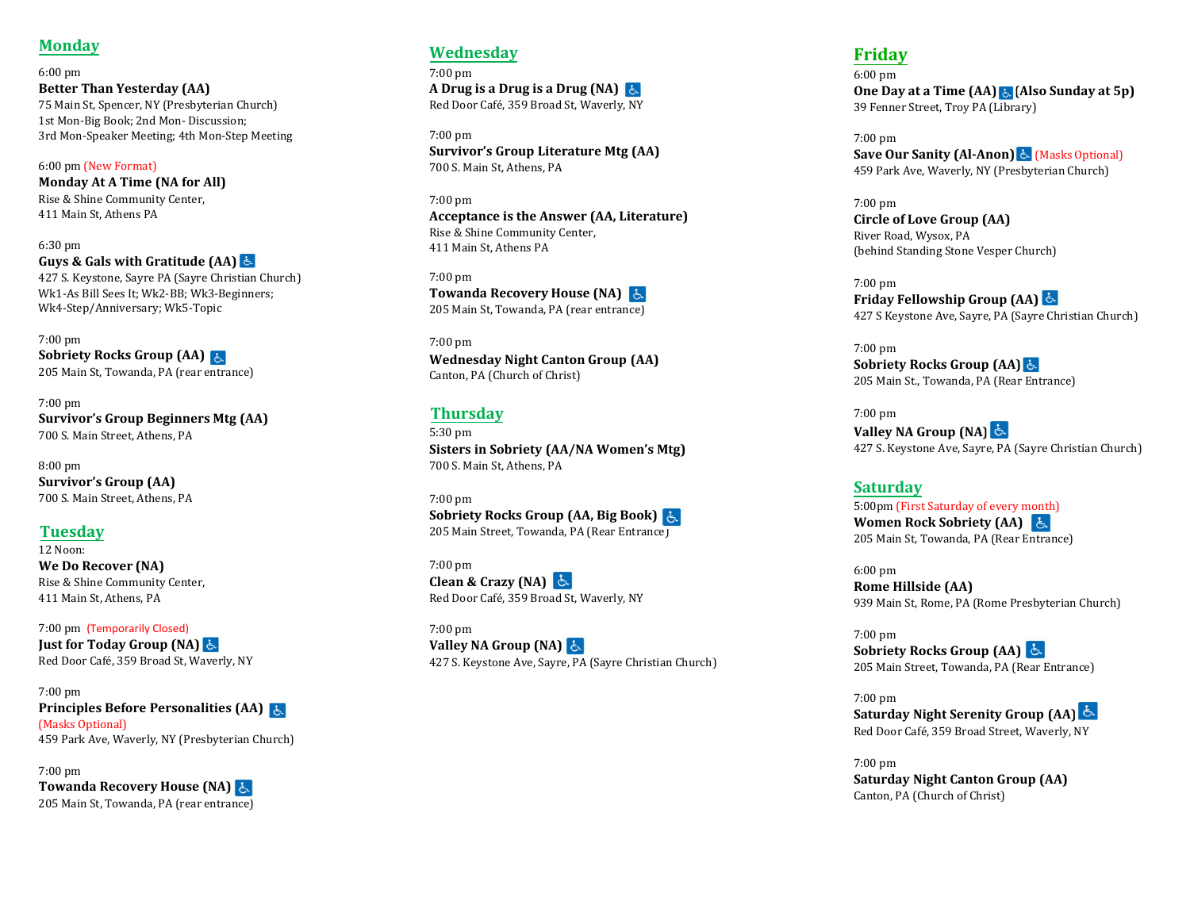## Monday

6:00 pm
**Better Than Yesterday (AA)**
75 Main St, Spencer, NY (Presbyterian Church)
1st Mon-Big Book; 2nd Mon- Discussion;
3rd Mon-Speaker Meeting; 4th Mon-Step Meeting

6:00 pm (New Format)
**Monday At A Time (NA for All)**
Rise & Shine Community Center,
411 Main St, Athens PA

6:30 pm
**Guys & Gals with Gratitude (AA)** ♿
427 S. Keystone, Sayre PA (Sayre Christian Church)
Wk1-As Bill Sees It; Wk2-BB; Wk3-Beginners;
Wk4-Step/Anniversary; Wk5-Topic

7:00 pm
**Sobriety Rocks Group (AA)** ♿
205 Main St, Towanda, PA (rear entrance)

7:00 pm
**Survivor's Group Beginners Mtg (AA)**
700 S. Main Street, Athens, PA

8:00 pm
**Survivor's Group (AA)**
700 S. Main Street, Athens, PA

## Tuesday

12 Noon:
**We Do Recover (NA)**
Rise & Shine Community Center,
411 Main St, Athens, PA

7:00 pm (Temporarily Closed)
**Just for Today Group (NA)** ♿
Red Door Café, 359 Broad St, Waverly, NY

7:00 pm
**Principles Before Personalities (AA)** ♿
(Masks Optional)
459 Park Ave, Waverly, NY (Presbyterian Church)

7:00 pm
**Towanda Recovery House (NA)** ♿
205 Main St, Towanda, PA (rear entrance)

## Wednesday

7:00 pm
**A Drug is a Drug is a Drug (NA)** ♿
Red Door Café, 359 Broad St, Waverly, NY

7:00 pm
**Survivor's Group Literature Mtg (AA)**
700 S. Main St, Athens, PA

7:00 pm
**Acceptance is the Answer (AA, Literature)**
Rise & Shine Community Center,
411 Main St, Athens PA

7:00 pm
**Towanda Recovery House (NA)** ♿
205 Main St, Towanda, PA (rear entrance)

7:00 pm
**Wednesday Night Canton Group (AA)**
Canton, PA (Church of Christ)

## Thursday

5:30 pm
**Sisters in Sobriety (AA/NA Women's Mtg)**
700 S. Main St, Athens, PA

7:00 pm
**Sobriety Rocks Group (AA, Big Book)** ♿
205 Main Street, Towanda, PA (Rear Entrance)

7:00 pm
**Clean & Crazy (NA)** ♿
Red Door Café, 359 Broad St, Waverly, NY

7:00 pm
**Valley NA Group (NA)** ♿
427 S. Keystone Ave, Sayre, PA (Sayre Christian Church)

## Friday

6:00 pm
**One Day at a Time (AA)** ♿ **(Also Sunday at 5p)**
39 Fenner Street, Troy PA (Library)

7:00 pm
**Save Our Sanity (Al-Anon)** ♿ (Masks Optional)
459 Park Ave, Waverly, NY (Presbyterian Church)

7:00 pm
**Circle of Love Group (AA)**
River Road, Wysox, PA
(behind Standing Stone Vesper Church)

7:00 pm
**Friday Fellowship Group (AA)** ♿
427 S Keystone Ave, Sayre, PA (Sayre Christian Church)

7:00 pm
**Sobriety Rocks Group (AA)** ♿
205 Main St., Towanda, PA (Rear Entrance)

7:00 pm
**Valley NA Group (NA)** ♿
427 S. Keystone Ave, Sayre, PA (Sayre Christian Church)

## Saturday

5:00pm (First Saturday of every month)
**Women Rock Sobriety (AA)** ♿
205 Main St, Towanda, PA (Rear Entrance)

6:00 pm
**Rome Hillside (AA)**
939 Main St, Rome, PA (Rome Presbyterian Church)

7:00 pm
**Sobriety Rocks Group (AA)** ♿
205 Main Street, Towanda, PA (Rear Entrance)

7:00 pm
**Saturday Night Serenity Group (AA)** ♿
Red Door Café, 359 Broad Street, Waverly, NY

7:00 pm
**Saturday Night Canton Group (AA)**
Canton, PA (Church of Christ)